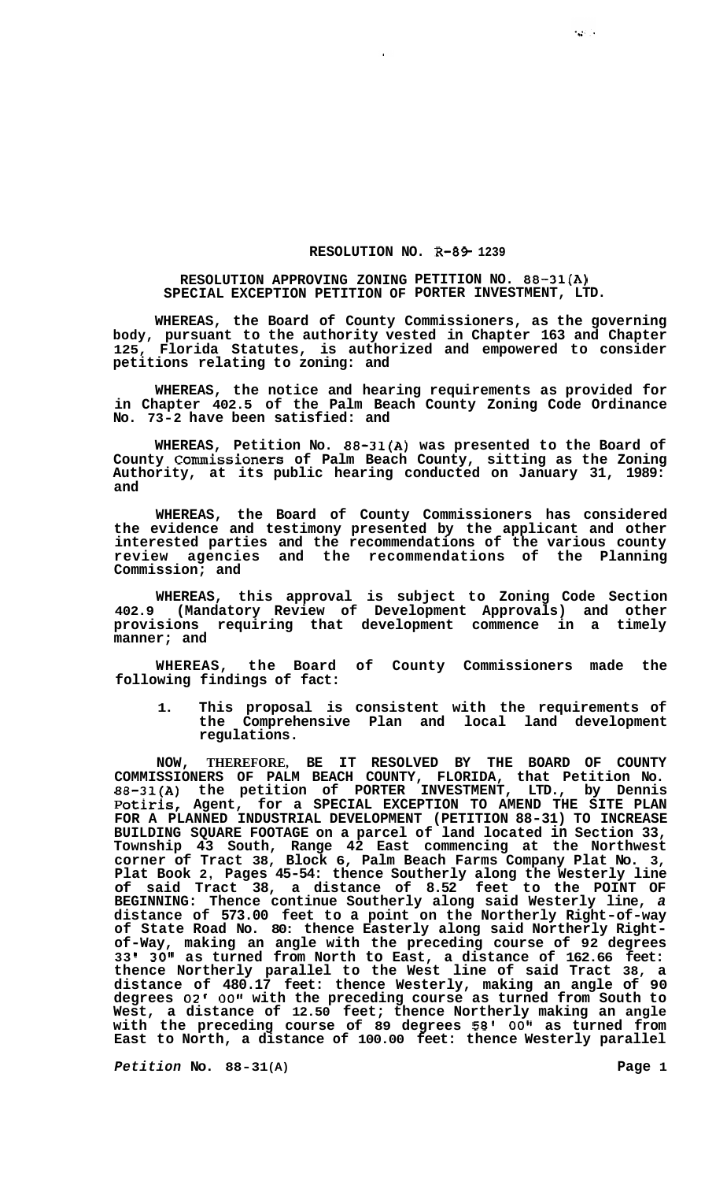# RESOLUTION NO. R-89-1239

## RESOLUTION APPROVING ZONING PETITION NO. 88-31(A) SPECIAL EXCEPTION PETITION OF PORTER INVESTMENT, LTD.

**WHEREAS, the Board of County Commissioners, as the governing body, pursuant to the authority vested in Chapter 163 and Chapter 125, Florida Statutes, is authorized and empowered to consider petitions relating to zoning: and**

**WHEREAS, the notice and hearing requirements as provided for in Chapter 402.5 of the Palm Beach County Zoning Code Ordinance No. 73-2 have been satisfied: and**

**WHEREAS, Petition No. 88-31(A) was presented to the Board of County Commissioners of Palm Beach County, sitting as the Zoning Authority, at its public hearing conducted on January 31, 1989: and**

**WHEREAS, the Board of County Commissioners has considered the evidence and testimony presented by the applicant and other interested parties and the recommendations of the various county review agencies and the recommendations of the Planning Commission; and**

**WHEREAS, this approval is subject to Zoning Code Section 402.9 (Mandatory Review of Development Approvals) and other provisions requiring that development commence in a timely manner; and**

**WHEREAS, the Board of County Commissioners made the following findings of fact:**

1. **This proposal is consistent with the requirements of the Comprehensive Plan and local land development regulations.**

**NOW, THEREFORE, BE IT RESOLVED BY THE BOARD OF COUNTY COMMISSIONERS OF PALM BEACH COUNTY, FLORIDA, that Petition No. 88-31(A) the petition of PORTER INVESTMENT, LTD., by Dennis Potiris, Agent, for a SPECIAL EXCEPTION TO AMEND THE SITE PLAN FOR A PLANNED INDUSTRIAL DEVELOPMENT (PETITION 88-31) TO INCREASE BUILDING SQUARE FOOTAGE on a parcel of land located in Section 33, Township 43 South, Range 42 East commencing at the Northwest corner of Tract 38, Block 6, Palm Beach Farms Company Plat No. 3, Plat Book 2, Pages 45-54: thence Southerly along the Westerly line of said Tract 38, a distance of 8.52 feet to the POINT OF BEGINNING: Thence continue Southerly along said Westerly line, a distance of 573.00 feet to a point on the Northerly Right-of-way of State Road No. 80: thence Easterly along said Northerly Right-of-Way, making an angle with the preceding course of 92 degrees 33' 30" as turned from North to East, a distance of 162.66 feet: thence Northerly parallel to the West line of said Tract 38, a distance of 480.17 feet: thence Westerly, making an angle of 90 degrees 02' 00" with the preceding course as turned from South to West, a distance of 12.50 feet; thence Northerly making an angle with the preceding course of 89 degrees 58' 00" as turned from East to North, a distance of 100.00 feet: thence Westerly parallel**

*Petition* **No. 88-31(A)**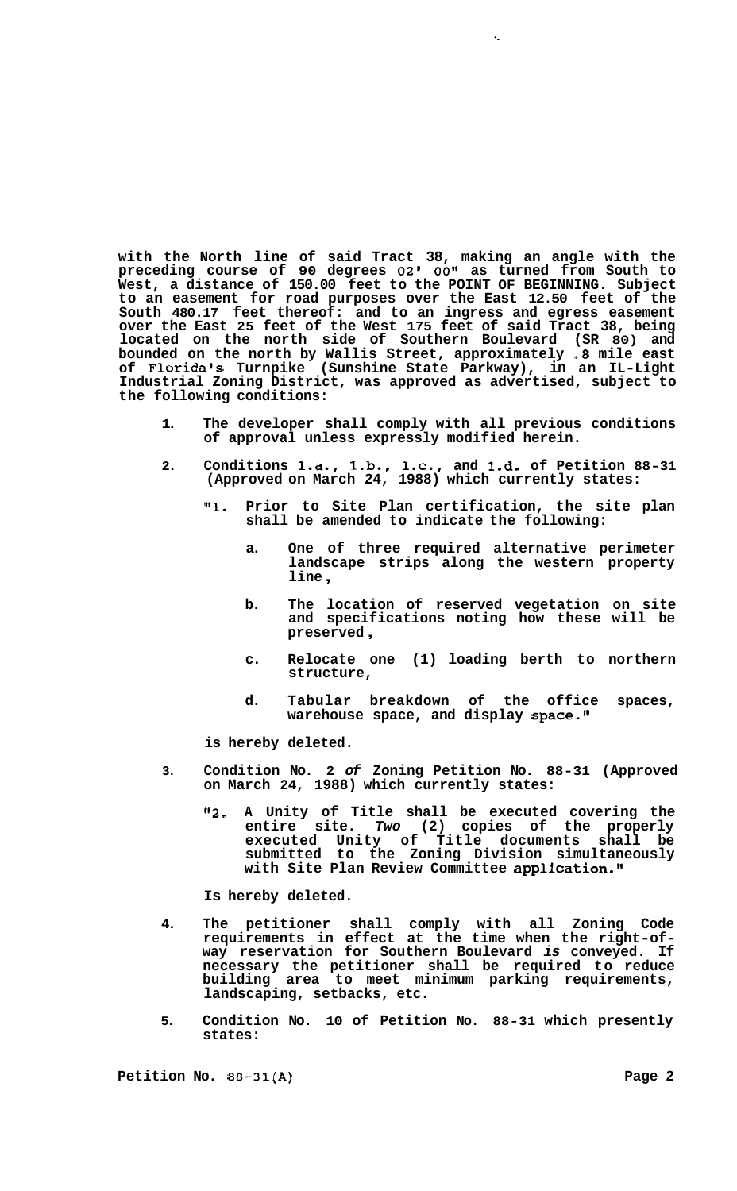**with the North line of said Tract 38, making an angle with the preceding course of 90 degrees 02' 00" as turned from South to West, a distance of 150.00 feet to the POINT OF BEGINNING. Subject to an easement for road purposes over the East 12.50 feet of the South 480.17 feet thereof: and to an ingress and egress easement over the East 25 feet of the West 175 feet of said Tract 38, being located on the north side of Southern Boulevard (SR 80) and bounded on the north by Wallis Street, approximately .8 mile east of Florida's Turnpike (Sunshine State Parkway), in an IL-Light Industrial Zoning District, was approved as advertised, subject to the following conditions:**

1. **The developer shall comply with all previous conditions of approval unless expressly modified herein.**

2. **Conditions 1.a., 1.b., 1.c., and 1.d. of Petition 88-31 (Approved on March 24, 1988) which currently states:**

   **"1. Prior to Site Plan certification, the site plan shall be amended to indicate the following:**

   **a. One of three required alternative perimeter landscape strips along the western property line,**

   **b. The location of reserved vegetation on site and specifications noting how these will be preserved,**

   **c. Relocate one (1) loading berth to northern structure,**

   **d. Tabular breakdown of the office spaces, warehouse space, and display space."**

   **is hereby deleted.**

3. **Condition No. 2 *of* Zoning Petition No. 88-31 (Approved on March 24, 1988) which currently states:**

   **"2. A Unity of Title shall be executed covering the entire site. *Two* (2) copies of the properly executed Unity of Title documents shall be submitted to the Zoning Division simultaneously with Site Plan Review Committee application."**

   **Is hereby deleted.**

4. **The petitioner shall comply with all Zoning Code requirements in effect at the time when the right-of-way reservation for Southern Boulevard *is* conveyed. If necessary the petitioner shall be required to reduce building area to meet minimum parking requirements, landscaping, setbacks, etc.**

5. **Condition No. 10 of Petition No. 88-31 which presently states:**

**Petition No. 88-31(A)**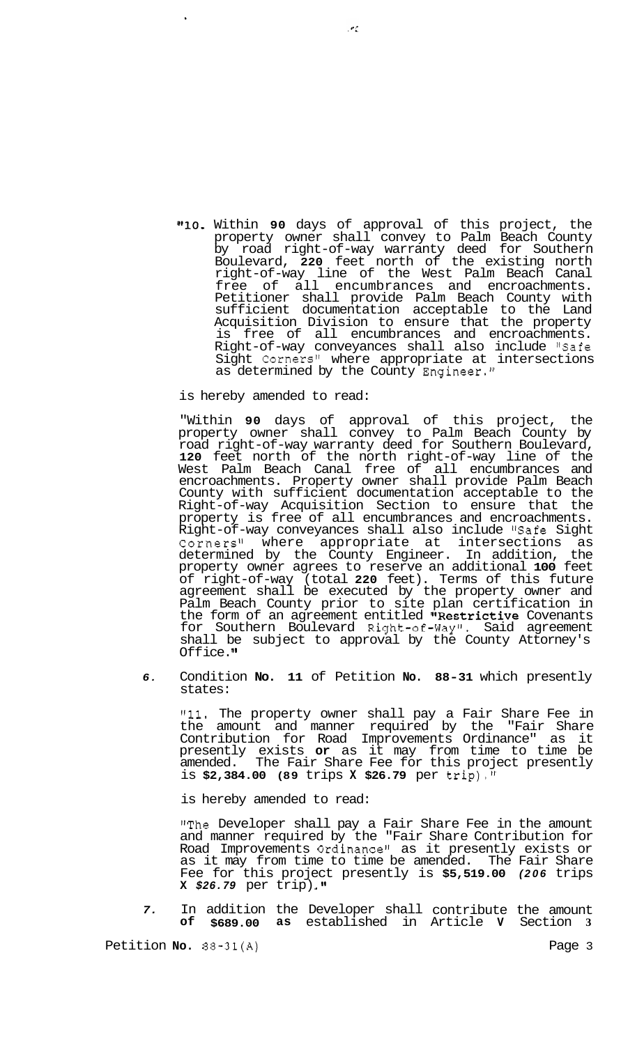"10. Within **90** days of approval of this project, the property owner shall convey to Palm Beach County by road right-of-way warranty deed for Southern Boulevard, **220** feet north of the existing north right-of-way line of the West Palm Beach Canal free of all encumbrances and encroachments. Petitioner shall provide Palm Beach County with sufficient documentation acceptable to the Land Acquisition Division to ensure that the property is free of all encumbrances and encroachments. Right-of-way conveyances shall also include "Safe Sight Corners" where appropriate at intersections as determined by the County Engineer."

is hereby amended to read:

"Within **90** days of approval of this project, the property owner shall convey to Palm Beach County by road right-of-way warranty deed for Southern Boulevard, **120** feet north of the north right-of-way line of the West Palm Beach Canal free of all encumbrances and encroachments. Property owner shall provide Palm Beach County with sufficient documentation acceptable to the Right-of-way Acquisition Section to ensure that the property is free of all encumbrances and encroachments. Right-of-way conveyances shall also include "Safe Sight Corners" where appropriate at intersections as determined by the County Engineer. In addition, the property owner agrees to reserve an additional **100** feet of right-of-way (total **220** feet). Terms of this future agreement shall be executed by the property owner and Palm Beach County prior to site plan certification in the form of an agreement entitled "**Restrictive** Covenants for Southern Boulevard Right-of-Way". Said agreement shall be subject to approval by the County Attorney's Office."

6. Condition **No. 11** of Petition **No. 88-31** which presently states:

"11. The property owner shall pay a Fair Share Fee in the amount and manner required by the "Fair Share Contribution for Road Improvements Ordinance" as it presently exists **or** as it may from time to time be amended. The Fair Share Fee for this project presently is **$2,384.00 (89** trips **X $26.79** per trip)."

is hereby amended to read:

"The Developer shall pay a Fair Share Fee in the amount and manner required by the "Fair Share Contribution for Road Improvements Ordinance" as it presently exists or as it may from time to time be amended. The Fair Share Fee for this project presently is **$5,519.00** *(206* trips **X** *$26.79* per trip)."

7. In addition the Developer shall contribute the amount **of $689.00 as** established in Article **V** Section **3**

Petition **No.** 88-31(A)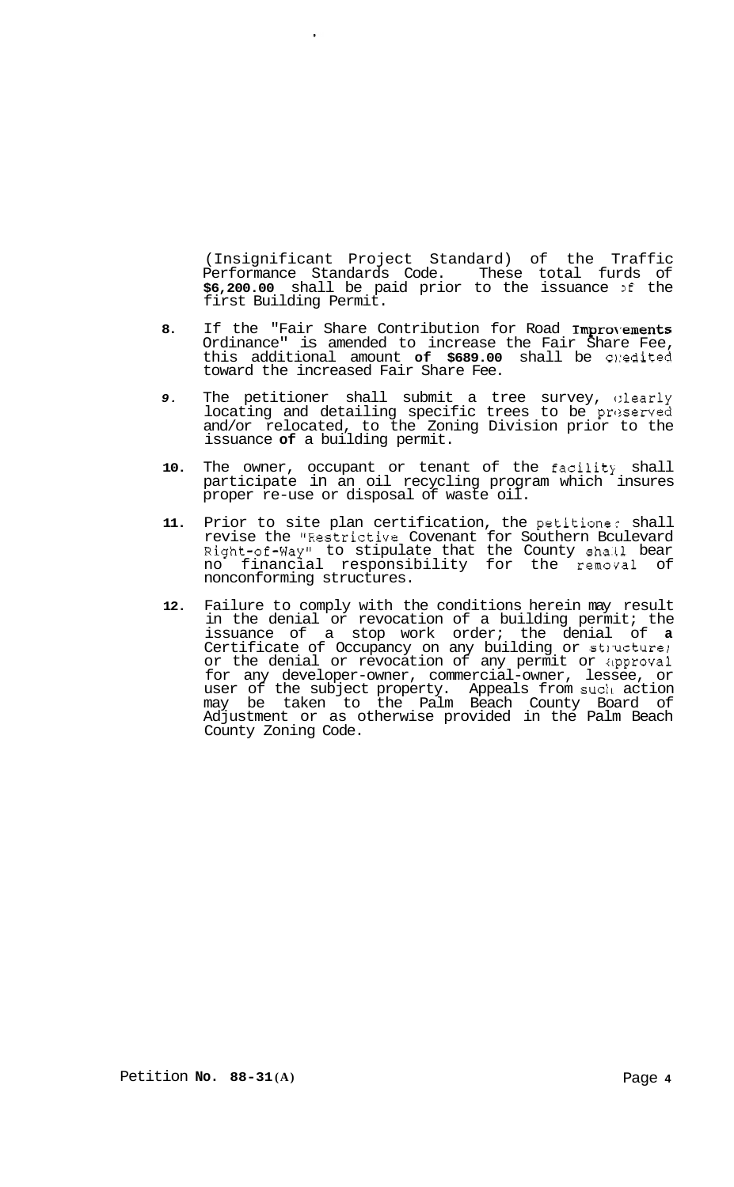(Insignificant Project Standard) of the Traffic Performance Standards Code. These total furds of **$6,200.00** shall be paid prior to the issuance of the first Building Permit.

8. If the "Fair Share Contribution for Road Improvements Ordinance" is amended to increase the Fair Share Fee, this additional amount **of $689.00** shall be credited toward the increased Fair Share Fee.

9. The petitioner shall submit a tree survey, clearly locating and detailing specific trees to be preserved and/or relocated, to the Zoning Division prior to the issuance **of** a building permit.

10. The owner, occupant or tenant of the facility shall participate in an oil recycling program which insures proper re-use or disposal of waste oil.

11. Prior to site plan certification, the petitioner shall revise the "Restrictive Covenant for Southern Bculevard Right-of-Way" to stipulate that the County shall bear no financial responsibility for the removal of nonconforming structures.

12. Failure to comply with the conditions herein may result in the denial or revocation of a building permit; the issuance of a stop work order; the denial of **a** Certificate of Occupancy on any building or structure; or the denial or revocation of any permit or approval for any developer-owner, commercial-owner, lessee, or user of the subject property. Appeals from such action may be taken to the Palm Beach County Board of Adjustment or as otherwise provided in the Palm Beach County Zoning Code.

Petition **No. 88-31(A)**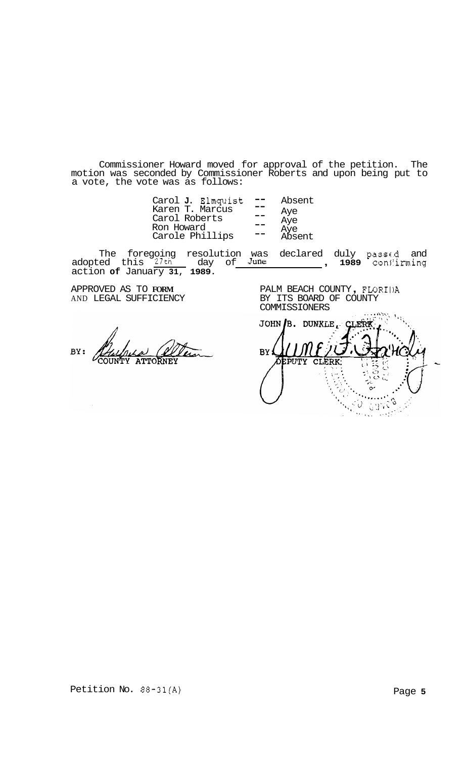Commissioner Howard moved for approval of the petition. The motion was seconded by Commissioner Roberts and upon being put to a vote, the vote was as follows:

| | | |
|---|---|---|
| Carol J. Elmquist | -- | Absent |
| Karen T. Marcus | -- | Aye |
| Carol Roberts | -- | Aye |
| Ron Howard | -- | Aye |
| Carole Phillips | -- | Absent |

The foregoing resolution was declared duly passed and adopted this 27th day of June, 1989 confirming action of January 31, 1989.

APPROVED AS TO FORM AND LEGAL SUFFICIENCY

BY: COUNTY ATTORNEY

PALM BEACH COUNTY, FLORIDA BY ITS BOARD OF COUNTY COMMISSIONERS

JOHN B. DUNKLE, CLERK

BY: DEPUTY CLERK

Petition No. 88-31(A)